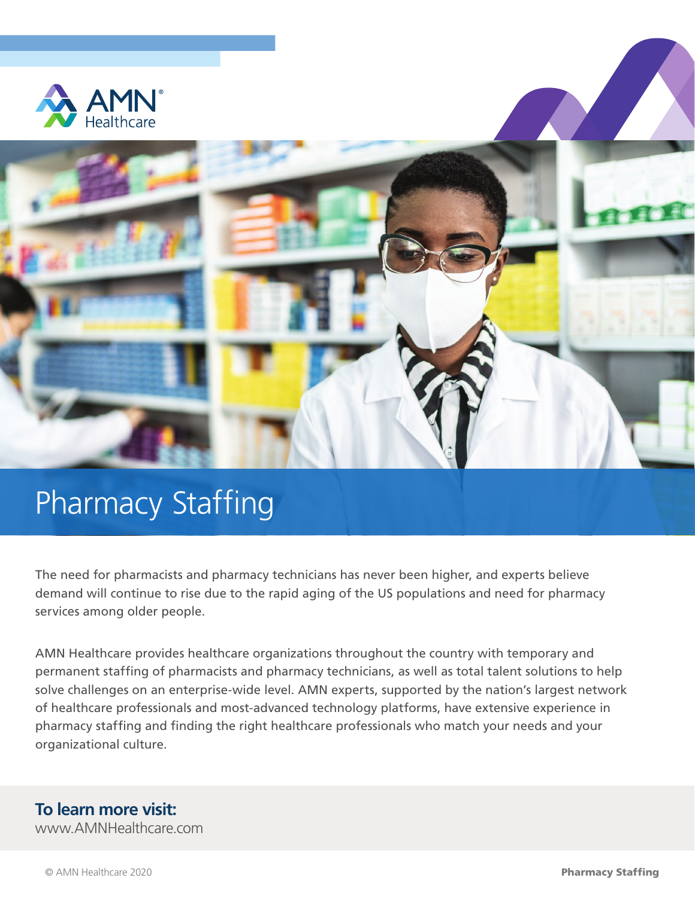AMN Healthcare

# Pharmacy Staffing

The need for pharmacists and pharmacy technicians has never been higher, and experts believe demand will continue to rise due to the rapid aging of the US populations and need for pharmacy services among older people.

AMN Healthcare provides healthcare organizations throughout the country with temporary and permanent staffing of pharmacists and pharmacy technicians, as well as total talent solutions to help solve challenges on an enterprise-wide level. AMN experts, supported by the nation's largest network of healthcare professionals and most-advanced technology platforms, have extensive experience in pharmacy staffing and finding the right healthcare professionals who match your needs and your organizational culture.

**To learn more visit:**
www.AMNHealthcare.com

© AMN Healthcare 2020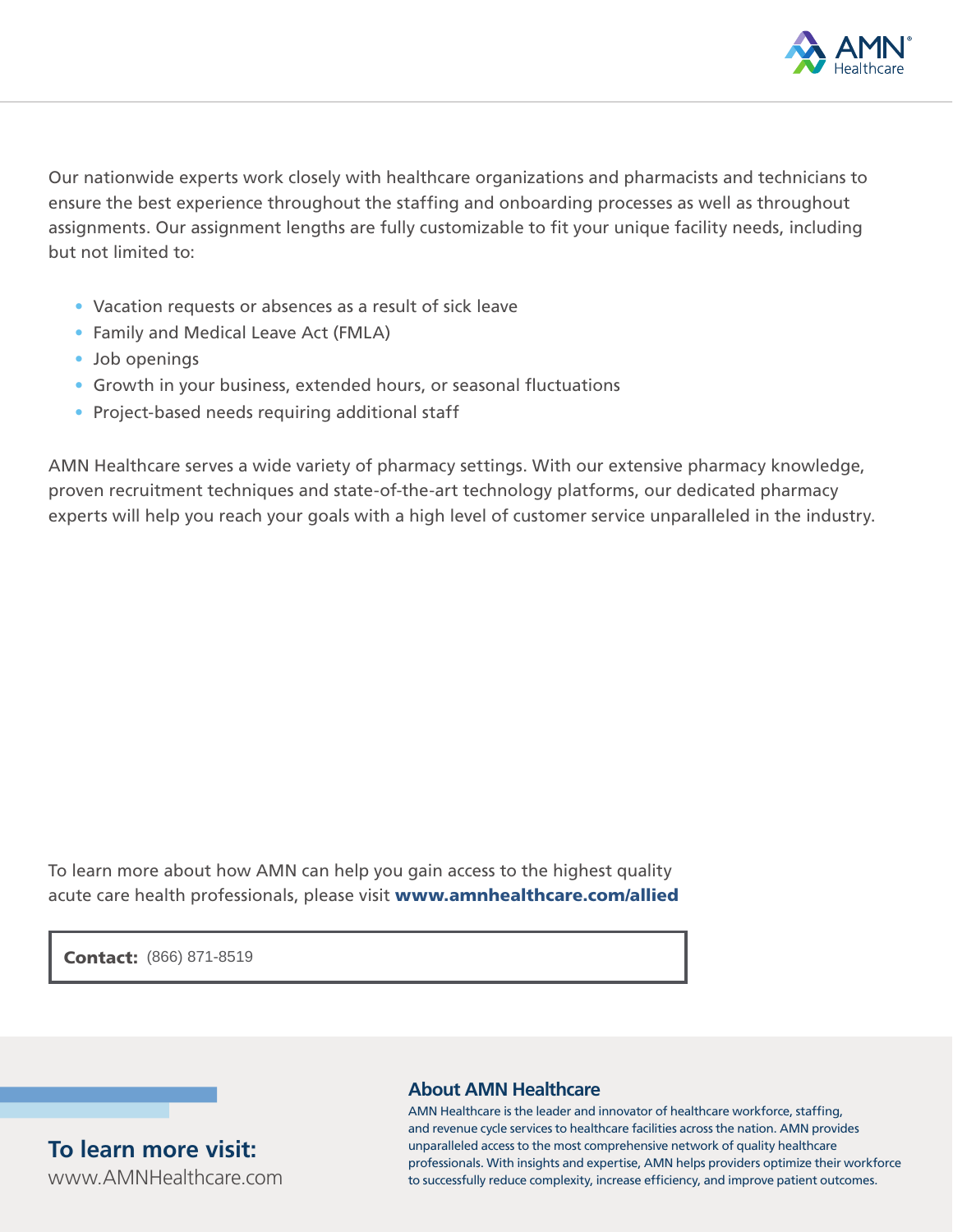Our nationwide experts work closely with healthcare organizations and pharmacists and technicians to ensure the best experience throughout the staffing and onboarding processes as well as throughout assignments. Our assignment lengths are fully customizable to fit your unique facility needs, including but not limited to:

- Vacation requests or absences as a result of sick leave
- Family and Medical Leave Act (FMLA)
- Job openings
- Growth in your business, extended hours, or seasonal fluctuations
- Project-based needs requiring additional staff

AMN Healthcare serves a wide variety of pharmacy settings. With our extensive pharmacy knowledge, proven recruitment techniques and state-of-the-art technology platforms, our dedicated pharmacy experts will help you reach your goals with a high level of customer service unparalleled in the industry.

To learn more about how AMN can help you gain access to the highest quality acute care health professionals, please visit **www.amnhealthcare.com/allied**

**Contact:** (866) 871-8519

## To learn more visit:

www.AMNHealthcare.com

## About AMN Healthcare

AMN Healthcare is the leader and innovator of healthcare workforce, staffing, and revenue cycle services to healthcare facilities across the nation. AMN provides unparalleled access to the most comprehensive network of quality healthcare professionals. With insights and expertise, AMN helps providers optimize their workforce to successfully reduce complexity, increase efficiency, and improve patient outcomes.